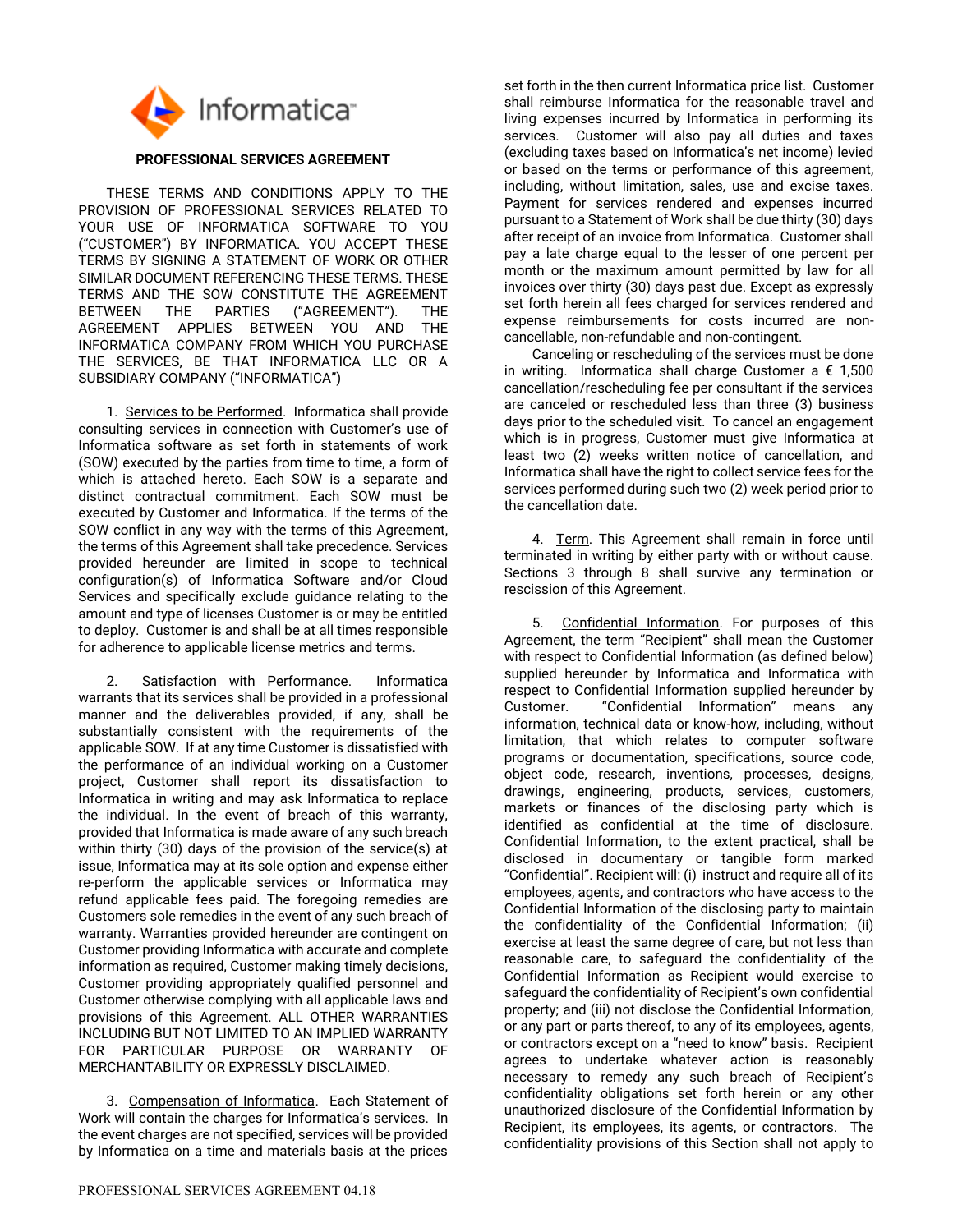Informatica™

## PROFESSIONAL SERVICES AGREEMENT

THESE TERMS AND CONDITIONS APPLY TO THE PROVISION OF PROFESSIONAL SERVICES RELATED TO YOUR USE OF INFORMATICA SOFTWARE TO YOU ("CUSTOMER") BY INFORMATICA. YOU ACCEPT THESE TERMS BY SIGNING A STATEMENT OF WORK OR OTHER SIMILAR DOCUMENT REFERENCING THESE TERMS. THESE TERMS AND THE SOW CONSTITUTE THE AGREEMENT BETWEEN THE PARTIES ("AGREEMENT"). THE AGREEMENT APPLIES BETWEEN YOU AND THE INFORMATICA COMPANY FROM WHICH YOU PURCHASE THE SERVICES, BE THAT INFORMATICA LLC OR A SUBSIDIARY COMPANY ("INFORMATICA")

1. Services to be Performed. Informatica shall provide consulting services in connection with Customer's use of Informatica software as set forth in statements of work (SOW) executed by the parties from time to time, a form of which is attached hereto. Each SOW is a separate and distinct contractual commitment. Each SOW must be executed by Customer and Informatica. If the terms of the SOW conflict in any way with the terms of this Agreement, the terms of this Agreement shall take precedence. Services provided hereunder are limited in scope to technical configuration(s) of Informatica Software and/or Cloud Services and specifically exclude guidance relating to the amount and type of licenses Customer is or may be entitled to deploy. Customer is and shall be at all times responsible for adherence to applicable license metrics and terms.

2. Satisfaction with Performance. Informatica warrants that its services shall be provided in a professional manner and the deliverables provided, if any, shall be substantially consistent with the requirements of the applicable SOW. If at any time Customer is dissatisfied with the performance of an individual working on a Customer project, Customer shall report its dissatisfaction to Informatica in writing and may ask Informatica to replace the individual. In the event of breach of this warranty, provided that Informatica is made aware of any such breach within thirty (30) days of the provision of the service(s) at issue, Informatica may at its sole option and expense either re-perform the applicable services or Informatica may refund applicable fees paid. The foregoing remedies are Customers sole remedies in the event of any such breach of warranty. Warranties provided hereunder are contingent on Customer providing Informatica with accurate and complete information as required, Customer making timely decisions, Customer providing appropriately qualified personnel and Customer otherwise complying with all applicable laws and provisions of this Agreement. ALL OTHER WARRANTIES INCLUDING BUT NOT LIMITED TO AN IMPLIED WARRANTY FOR PARTICULAR PURPOSE OR WARRANTY OF MERCHANTABILITY OR EXPRESSLY DISCLAIMED.

3. Compensation of Informatica. Each Statement of Work will contain the charges for Informatica's services. In the event charges are not specified, services will be provided by Informatica on a time and materials basis at the prices set forth in the then current Informatica price list. Customer shall reimburse Informatica for the reasonable travel and living expenses incurred by Informatica in performing its services. Customer will also pay all duties and taxes (excluding taxes based on Informatica's net income) levied or based on the terms or performance of this agreement, including, without limitation, sales, use and excise taxes. Payment for services rendered and expenses incurred pursuant to a Statement of Work shall be due thirty (30) days after receipt of an invoice from Informatica. Customer shall pay a late charge equal to the lesser of one percent per month or the maximum amount permitted by law for all invoices over thirty (30) days past due. Except as expressly set forth herein all fees charged for services rendered and expense reimbursements for costs incurred are non-cancellable, non-refundable and non-contingent.

Canceling or rescheduling of the services must be done in writing. Informatica shall charge Customer a € 1,500 cancellation/rescheduling fee per consultant if the services are canceled or rescheduled less than three (3) business days prior to the scheduled visit. To cancel an engagement which is in progress, Customer must give Informatica at least two (2) weeks written notice of cancellation, and Informatica shall have the right to collect service fees for the services performed during such two (2) week period prior to the cancellation date.

4. Term. This Agreement shall remain in force until terminated in writing by either party with or without cause. Sections 3 through 8 shall survive any termination or rescission of this Agreement.

5. Confidential Information. For purposes of this Agreement, the term "Recipient" shall mean the Customer with respect to Confidential Information (as defined below) supplied hereunder by Informatica and Informatica with respect to Confidential Information supplied hereunder by Customer. "Confidential Information" means any information, technical data or know-how, including, without limitation, that which relates to computer software programs or documentation, specifications, source code, object code, research, inventions, processes, designs, drawings, engineering, products, services, customers, markets or finances of the disclosing party which is identified as confidential at the time of disclosure. Confidential Information, to the extent practical, shall be disclosed in documentary or tangible form marked "Confidential". Recipient will: (i) instruct and require all of its employees, agents, and contractors who have access to the Confidential Information of the disclosing party to maintain the confidentiality of the Confidential Information; (ii) exercise at least the same degree of care, but not less than reasonable care, to safeguard the confidentiality of the Confidential Information as Recipient would exercise to safeguard the confidentiality of Recipient's own confidential property; and (iii) not disclose the Confidential Information, or any part or parts thereof, to any of its employees, agents, or contractors except on a "need to know" basis. Recipient agrees to undertake whatever action is reasonably necessary to remedy any such breach of Recipient's confidentiality obligations set forth herein or any other unauthorized disclosure of the Confidential Information by Recipient, its employees, its agents, or contractors. The confidentiality provisions of this Section shall not apply to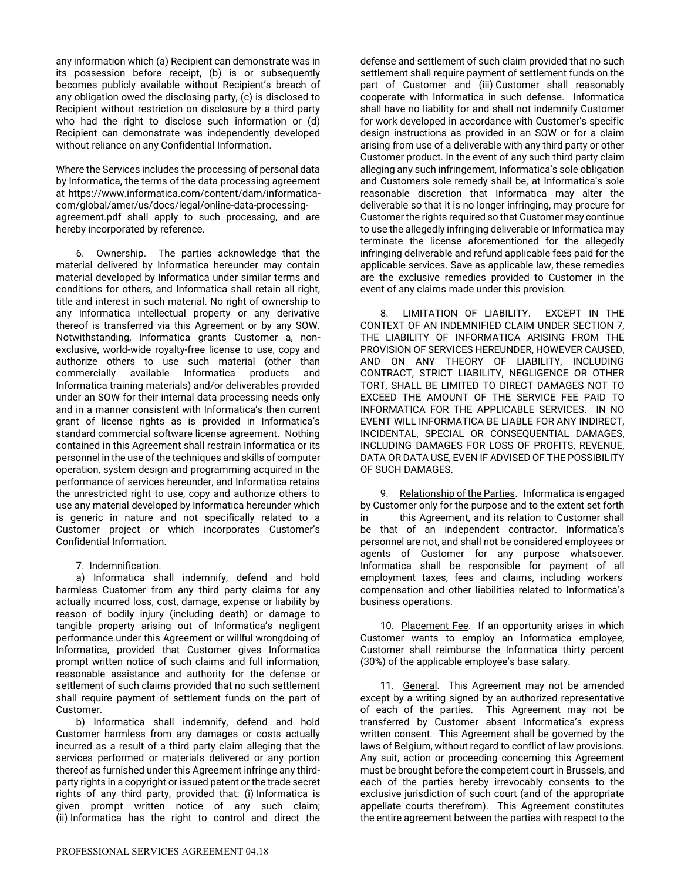any information which (a) Recipient can demonstrate was in its possession before receipt, (b) is or subsequently becomes publicly available without Recipient's breach of any obligation owed the disclosing party, (c) is disclosed to Recipient without restriction on disclosure by a third party who had the right to disclose such information or (d) Recipient can demonstrate was independently developed without reliance on any Confidential Information.

Where the Services includes the processing of personal data by Informatica, the terms of the data processing agreement at https://www.informatica.com/content/dam/informatica-com/global/amer/us/docs/legal/online-data-processing-agreement.pdf shall apply to such processing, and are hereby incorporated by reference.

6. Ownership. The parties acknowledge that the material delivered by Informatica hereunder may contain material developed by Informatica under similar terms and conditions for others, and Informatica shall retain all right, title and interest in such material. No right of ownership to any Informatica intellectual property or any derivative thereof is transferred via this Agreement or by any SOW. Notwithstanding, Informatica grants Customer a, non-exclusive, world-wide royalty-free license to use, copy and authorize others to use such material (other than commercially available Informatica products and Informatica training materials) and/or deliverables provided under an SOW for their internal data processing needs only and in a manner consistent with Informatica's then current grant of license rights as is provided in Informatica's standard commercial software license agreement. Nothing contained in this Agreement shall restrain Informatica or its personnel in the use of the techniques and skills of computer operation, system design and programming acquired in the performance of services hereunder, and Informatica retains the unrestricted right to use, copy and authorize others to use any material developed by Informatica hereunder which is generic in nature and not specifically related to a Customer project or which incorporates Customer's Confidential Information.

7. Indemnification.

a) Informatica shall indemnify, defend and hold harmless Customer from any third party claims for any actually incurred loss, cost, damage, expense or liability by reason of bodily injury (including death) or damage to tangible property arising out of Informatica's negligent performance under this Agreement or willful wrongdoing of Informatica, provided that Customer gives Informatica prompt written notice of such claims and full information, reasonable assistance and authority for the defense or settlement of such claims provided that no such settlement shall require payment of settlement funds on the part of Customer.

b) Informatica shall indemnify, defend and hold Customer harmless from any damages or costs actually incurred as a result of a third party claim alleging that the services performed or materials delivered or any portion thereof as furnished under this Agreement infringe any third-party rights in a copyright or issued patent or the trade secret rights of any third party, provided that: (i) Informatica is given prompt written notice of any such claim; (ii) Informatica has the right to control and direct the defense and settlement of such claim provided that no such settlement shall require payment of settlement funds on the part of Customer and (iii) Customer shall reasonably cooperate with Informatica in such defense. Informatica shall have no liability for and shall not indemnify Customer for work developed in accordance with Customer's specific design instructions as provided in an SOW or for a claim arising from use of a deliverable with any third party or other Customer product. In the event of any such third party claim alleging any such infringement, Informatica's sole obligation and Customers sole remedy shall be, at Informatica's sole reasonable discretion that Informatica may alter the deliverable so that it is no longer infringing, may procure for Customer the rights required so that Customer may continue to use the allegedly infringing deliverable or Informatica may terminate the license aforementioned for the allegedly infringing deliverable and refund applicable fees paid for the applicable services. Save as applicable law, these remedies are the exclusive remedies provided to Customer in the event of any claims made under this provision.

8. LIMITATION OF LIABILITY. EXCEPT IN THE CONTEXT OF AN INDEMNIFIED CLAIM UNDER SECTION 7, THE LIABILITY OF INFORMATICA ARISING FROM THE PROVISION OF SERVICES HEREUNDER, HOWEVER CAUSED, AND ON ANY THEORY OF LIABILITY, INCLUDING CONTRACT, STRICT LIABILITY, NEGLIGENCE OR OTHER TORT, SHALL BE LIMITED TO DIRECT DAMAGES NOT TO EXCEED THE AMOUNT OF THE SERVICE FEE PAID TO INFORMATICA FOR THE APPLICABLE SERVICES. IN NO EVENT WILL INFORMATICA BE LIABLE FOR ANY INDIRECT, INCIDENTAL, SPECIAL OR CONSEQUENTIAL DAMAGES, INCLUDING DAMAGES FOR LOSS OF PROFITS, REVENUE, DATA OR DATA USE, EVEN IF ADVISED OF THE POSSIBILITY OF SUCH DAMAGES.

9. Relationship of the Parties. Informatica is engaged by Customer only for the purpose and to the extent set forth in this Agreement, and its relation to Customer shall be that of an independent contractor. Informatica's personnel are not, and shall not be considered employees or agents of Customer for any purpose whatsoever. Informatica shall be responsible for payment of all employment taxes, fees and claims, including workers' compensation and other liabilities related to Informatica's business operations.

10. Placement Fee. If an opportunity arises in which Customer wants to employ an Informatica employee, Customer shall reimburse the Informatica thirty percent (30%) of the applicable employee's base salary.

11. General. This Agreement may not be amended except by a writing signed by an authorized representative of each of the parties. This Agreement may not be transferred by Customer absent Informatica's express written consent. This Agreement shall be governed by the laws of Belgium, without regard to conflict of law provisions. Any suit, action or proceeding concerning this Agreement must be brought before the competent court in Brussels, and each of the parties hereby irrevocably consents to the exclusive jurisdiction of such court (and of the appropriate appellate courts therefrom). This Agreement constitutes the entire agreement between the parties with respect to the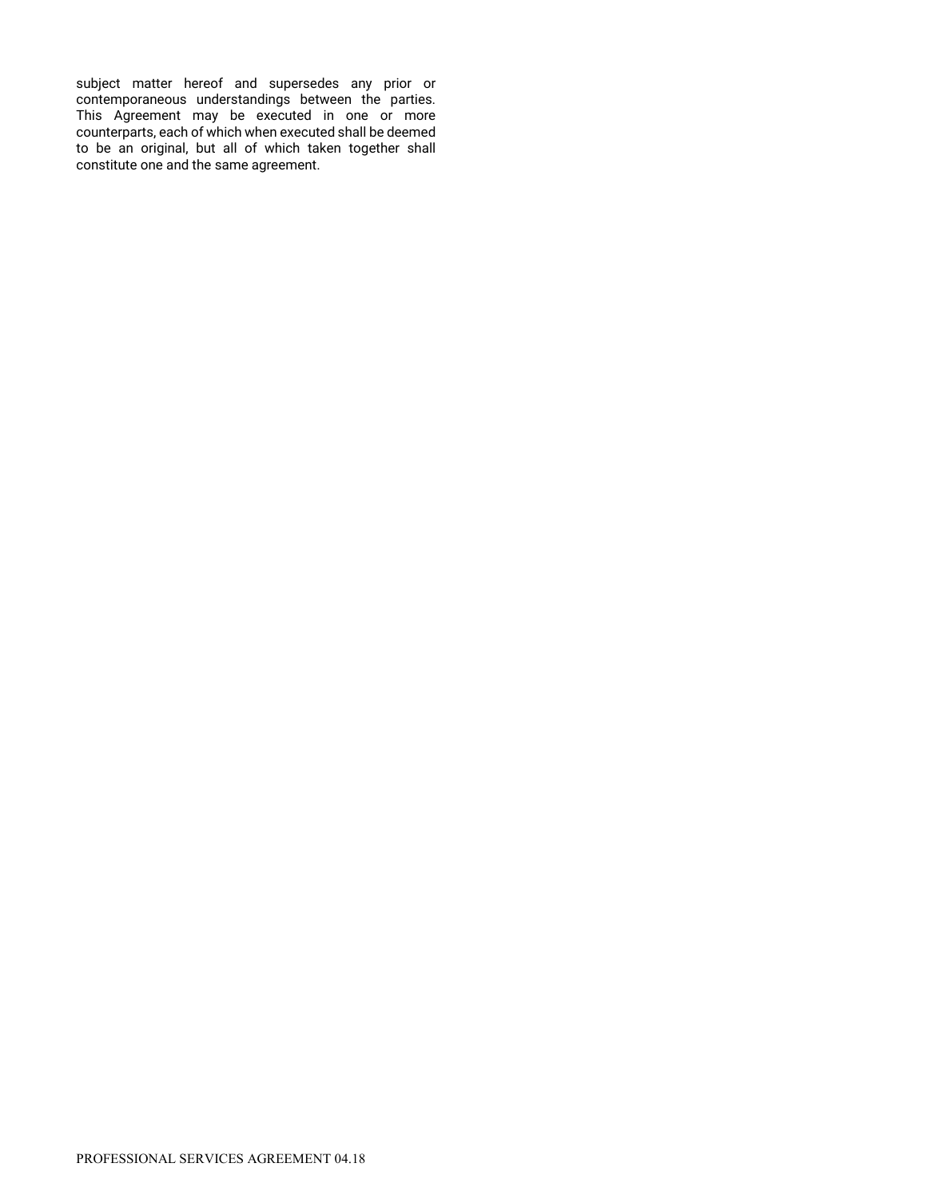subject matter hereof and supersedes any prior or contemporaneous understandings between the parties. This Agreement may be executed in one or more counterparts, each of which when executed shall be deemed to be an original, but all of which taken together shall constitute one and the same agreement.